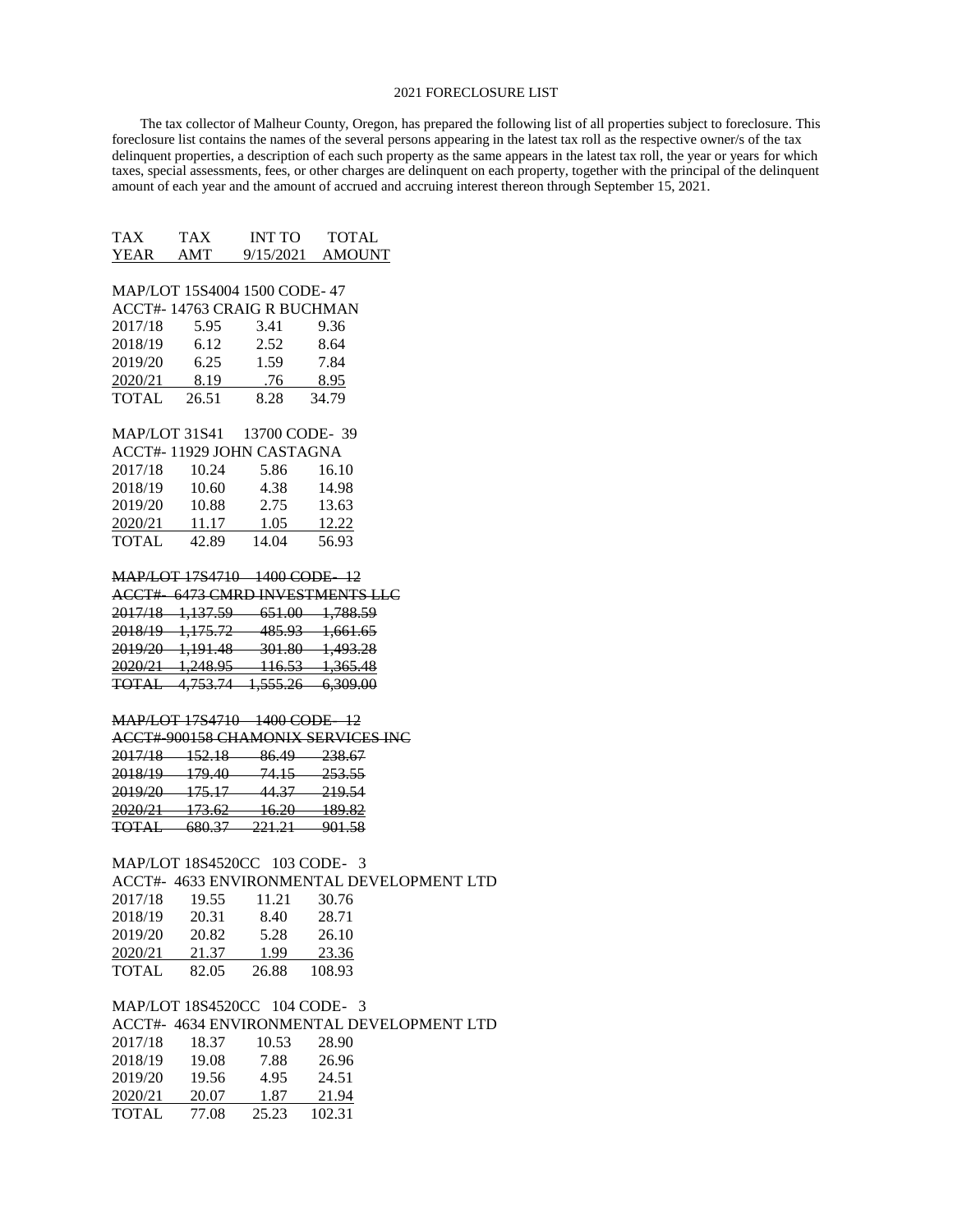# 2021 FORECLOSURE LIST

The tax collector of Malheur County, Oregon, has prepared the following list of all properties subject to foreclosure. This foreclosure list contains the names of the several persons appearing in the latest tax roll as the respective owner/s of the tax delinquent properties, a description of each such property as the same appears in the latest tax roll, the year or years for which taxes, special assessments, fees, or other charges are delinquent on each property, together with the principal of the delinquent amount of each year and the amount of accrued and accruing interest thereon through September 15, 2021.

| TAX YEAR | TAX AMT | INT TO 9/15/2021 | TOTAL AMOUNT |
|---|---|---|---|

MAP/LOT 15S4004 1500 CODE- 47
ACCT#- 14763 CRAIG R BUCHMAN

| TAX YEAR | TAX AMT | INT TO 9/15/2021 | TOTAL AMOUNT |
|---|---|---|---|
| 2017/18 | 5.95 | 3.41 | 9.36 |
| 2018/19 | 6.12 | 2.52 | 8.64 |
| 2019/20 | 6.25 | 1.59 | 7.84 |
| 2020/21 | 8.19 | .76 | 8.95 |
| TOTAL | 26.51 | 8.28 | 34.79 |

MAP/LOT 31S41 13700 CODE- 39
ACCT#- 11929 JOHN CASTAGNA

| TAX YEAR | TAX AMT | INT TO 9/15/2021 | TOTAL AMOUNT |
|---|---|---|---|
| 2017/18 | 10.24 | 5.86 | 16.10 |
| 2018/19 | 10.60 | 4.38 | 14.98 |
| 2019/20 | 10.88 | 2.75 | 13.63 |
| 2020/21 | 11.17 | 1.05 | 12.22 |
| TOTAL | 42.89 | 14.04 | 56.93 |

~~MAP/LOT 17S4710 1400 CODE- 12~~
~~ACCT#- 6473 CMRD INVESTMENTS LLC~~

| TAX YEAR | TAX AMT | INT TO 9/15/2021 | TOTAL AMOUNT |
|---|---|---|---|
| ~~2017/18~~ | ~~1,137.59~~ | ~~651.00~~ | ~~1,788.59~~ |
| ~~2018/19~~ | ~~1,175.72~~ | ~~485.93~~ | ~~1,661.65~~ |
| ~~2019/20~~ | ~~1,191.48~~ | ~~301.80~~ | ~~1,493.28~~ |
| ~~2020/21~~ | ~~1,248.95~~ | ~~116.53~~ | ~~1,365.48~~ |
| ~~TOTAL~~ | ~~4,753.74~~ | ~~1,555.26~~ | ~~6,309.00~~ |

~~MAP/LOT 17S4710 1400 CODE- 12~~
~~ACCT#-900158 CHAMONIX SERVICES INC~~

| TAX YEAR | TAX AMT | INT TO 9/15/2021 | TOTAL AMOUNT |
|---|---|---|---|
| ~~2017/18~~ | ~~152.18~~ | ~~86.49~~ | ~~238.67~~ |
| ~~2018/19~~ | ~~179.40~~ | ~~74.15~~ | ~~253.55~~ |
| ~~2019/20~~ | ~~175.17~~ | ~~44.37~~ | ~~219.54~~ |
| ~~2020/21~~ | ~~173.62~~ | ~~16.20~~ | ~~189.82~~ |
| ~~TOTAL~~ | ~~680.37~~ | ~~221.21~~ | ~~901.58~~ |

MAP/LOT 18S4520CC 103 CODE- 3
ACCT#- 4633 ENVIRONMENTAL DEVELOPMENT LTD

| TAX YEAR | TAX AMT | INT TO 9/15/2021 | TOTAL AMOUNT |
|---|---|---|---|
| 2017/18 | 19.55 | 11.21 | 30.76 |
| 2018/19 | 20.31 | 8.40 | 28.71 |
| 2019/20 | 20.82 | 5.28 | 26.10 |
| 2020/21 | 21.37 | 1.99 | 23.36 |
| TOTAL | 82.05 | 26.88 | 108.93 |

MAP/LOT 18S4520CC 104 CODE- 3
ACCT#- 4634 ENVIRONMENTAL DEVELOPMENT LTD

| TAX YEAR | TAX AMT | INT TO 9/15/2021 | TOTAL AMOUNT |
|---|---|---|---|
| 2017/18 | 18.37 | 10.53 | 28.90 |
| 2018/19 | 19.08 | 7.88 | 26.96 |
| 2019/20 | 19.56 | 4.95 | 24.51 |
| 2020/21 | 20.07 | 1.87 | 21.94 |
| TOTAL | 77.08 | 25.23 | 102.31 |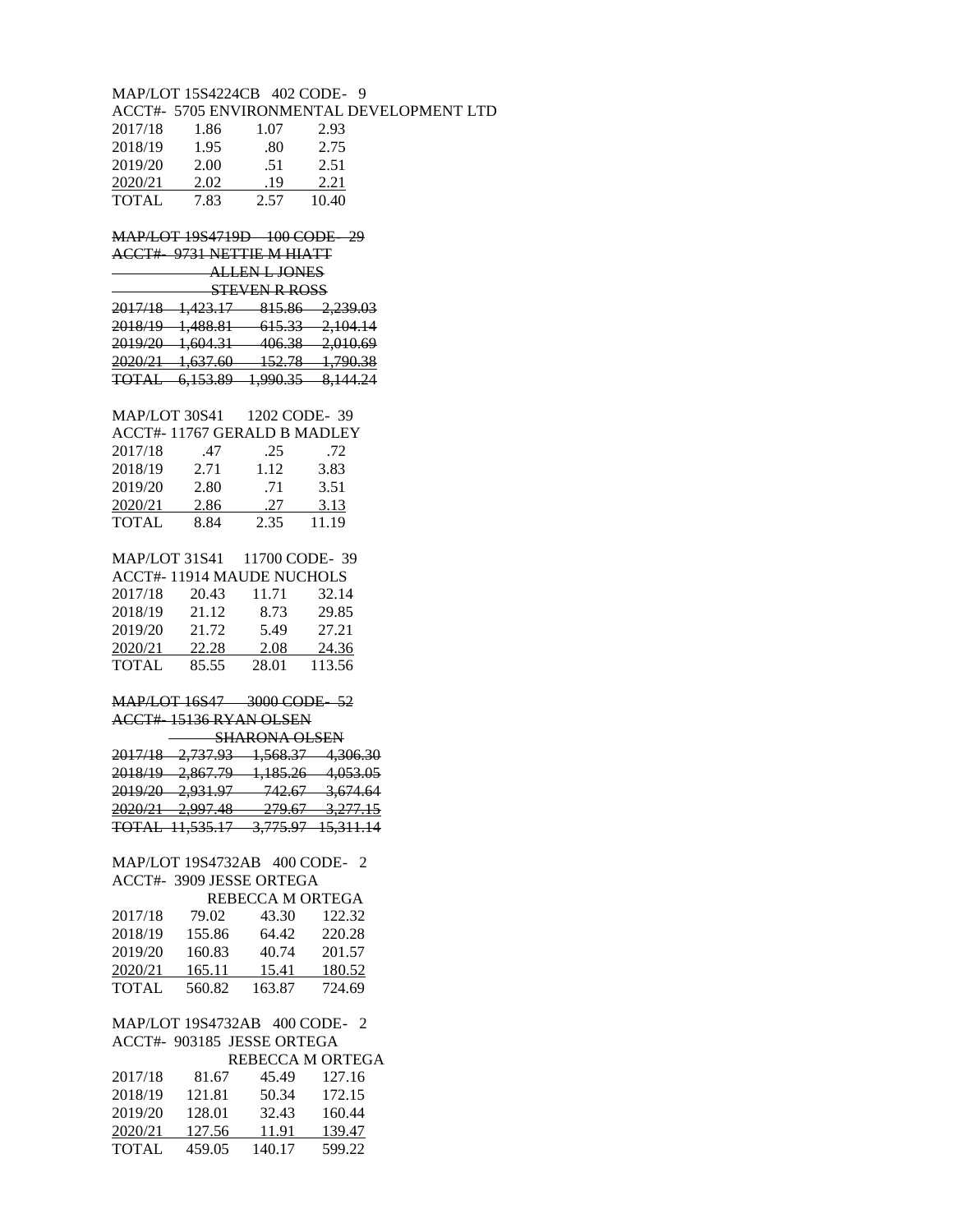MAP/LOT 15S4224CB 402 CODE- 9
ACCT#- 5705 ENVIRONMENTAL DEVELOPMENT LTD

| | | | |
|---|---|---|---|
| 2017/18 | 1.86 | 1.07 | 2.93 |
| 2018/19 | 1.95 | .80 | 2.75 |
| 2019/20 | 2.00 | .51 | 2.51 |
| 2020/21 | 2.02 | .19 | 2.21 |
| TOTAL | 7.83 | 2.57 | 10.40 |

~~MAP/LOT 19S4719D 100 CODE- 29~~
~~ACCT#- 9731 NETTIE M HIATT~~
~~ALLEN L JONES~~
~~STEVEN R ROSS~~

| | | | |
|---|---|---|---|
| ~~2017/18~~ | ~~1,423.17~~ | ~~815.86~~ | ~~2,239.03~~ |
| ~~2018/19~~ | ~~1,488.81~~ | ~~615.33~~ | ~~2,104.14~~ |
| ~~2019/20~~ | ~~1,604.31~~ | ~~406.38~~ | ~~2,010.69~~ |
| ~~2020/21~~ | ~~1,637.60~~ | ~~152.78~~ | ~~1,790.38~~ |
| ~~TOTAL~~ | ~~6,153.89~~ | ~~1,990.35~~ | ~~8,144.24~~ |

MAP/LOT 30S41 1202 CODE- 39
ACCT#- 11767 GERALD B MADLEY

| | | | |
|---|---|---|---|
| 2017/18 | .47 | .25 | .72 |
| 2018/19 | 2.71 | 1.12 | 3.83 |
| 2019/20 | 2.80 | .71 | 3.51 |
| 2020/21 | 2.86 | .27 | 3.13 |
| TOTAL | 8.84 | 2.35 | 11.19 |

MAP/LOT 31S41 11700 CODE- 39
ACCT#- 11914 MAUDE NUCHOLS

| | | | |
|---|---|---|---|
| 2017/18 | 20.43 | 11.71 | 32.14 |
| 2018/19 | 21.12 | 8.73 | 29.85 |
| 2019/20 | 21.72 | 5.49 | 27.21 |
| 2020/21 | 22.28 | 2.08 | 24.36 |
| TOTAL | 85.55 | 28.01 | 113.56 |

~~MAP/LOT 16S47 3000 CODE- 52~~
~~ACCT#- 15136 RYAN OLSEN~~
~~SHARONA OLSEN~~

| | | | |
|---|---|---|---|
| ~~2017/18~~ | ~~2,737.93~~ | ~~1,568.37~~ | ~~4,306.30~~ |
| ~~2018/19~~ | ~~2,867.79~~ | ~~1,185.26~~ | ~~4,053.05~~ |
| ~~2019/20~~ | ~~2,931.97~~ | ~~742.67~~ | ~~3,674.64~~ |
| ~~2020/21~~ | ~~2,997.48~~ | ~~279.67~~ | ~~3,277.15~~ |
| ~~TOTAL~~ | ~~11,535.17~~ | ~~3,775.97~~ | ~~15,311.14~~ |

MAP/LOT 19S4732AB 400 CODE- 2
ACCT#- 3909 JESSE ORTEGA
REBECCA M ORTEGA

| | | | |
|---|---|---|---|
| 2017/18 | 79.02 | 43.30 | 122.32 |
| 2018/19 | 155.86 | 64.42 | 220.28 |
| 2019/20 | 160.83 | 40.74 | 201.57 |
| 2020/21 | 165.11 | 15.41 | 180.52 |
| TOTAL | 560.82 | 163.87 | 724.69 |

MAP/LOT 19S4732AB 400 CODE- 2
ACCT#- 903185 JESSE ORTEGA
REBECCA M ORTEGA

| | | | |
|---|---|---|---|
| 2017/18 | 81.67 | 45.49 | 127.16 |
| 2018/19 | 121.81 | 50.34 | 172.15 |
| 2019/20 | 128.01 | 32.43 | 160.44 |
| 2020/21 | 127.56 | 11.91 | 139.47 |
| TOTAL | 459.05 | 140.17 | 599.22 |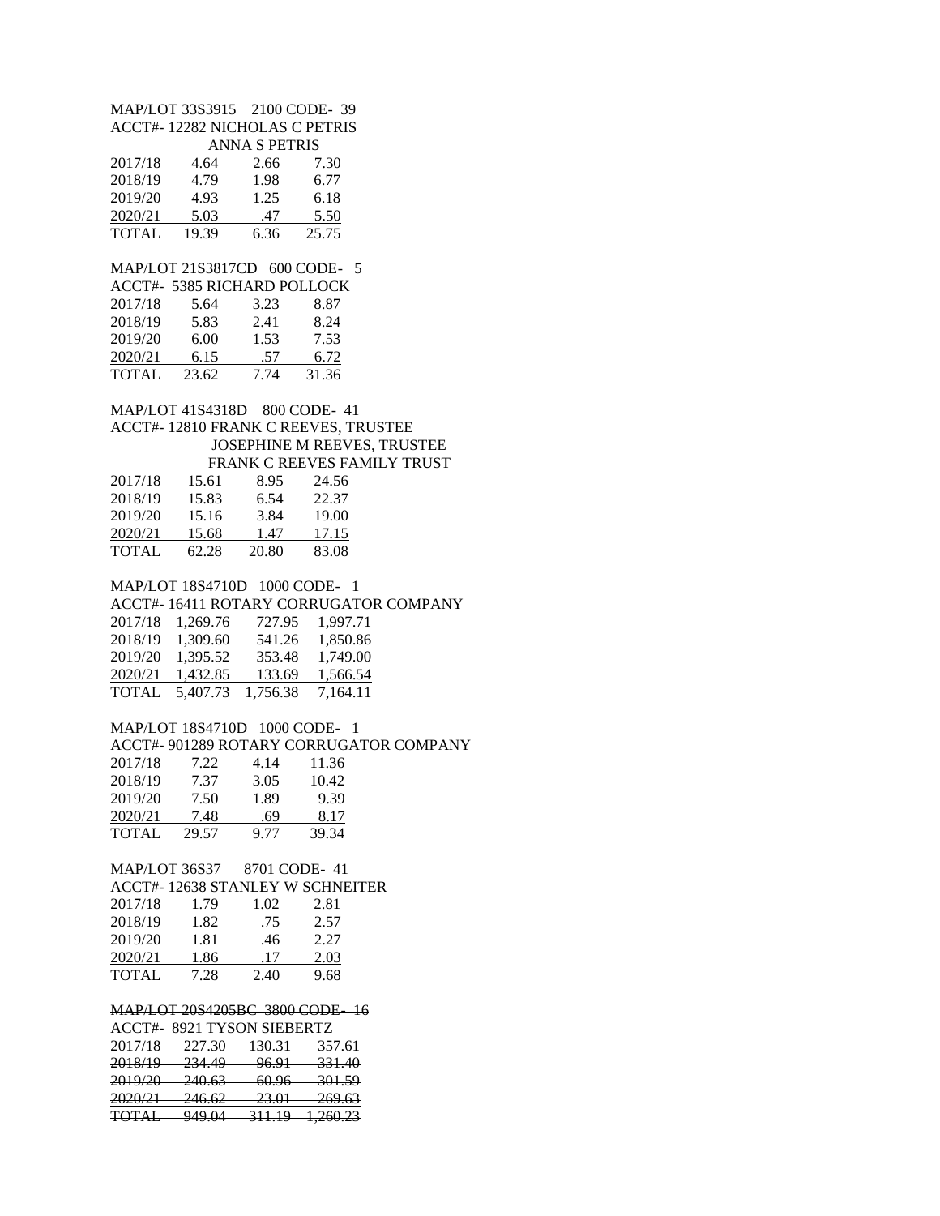MAP/LOT 33S3915 2100 CODE- 39
ACCT#- 12282 NICHOLAS C PETRIS
ANNA S PETRIS

| | | | |
|---|---|---|---|
| 2017/18 | 4.64 | 2.66 | 7.30 |
| 2018/19 | 4.79 | 1.98 | 6.77 |
| 2019/20 | 4.93 | 1.25 | 6.18 |
| 2020/21 | 5.03 | .47 | 5.50 |
| TOTAL | 19.39 | 6.36 | 25.75 |

MAP/LOT 21S3817CD 600 CODE- 5
ACCT#- 5385 RICHARD POLLOCK

| | | | |
|---|---|---|---|
| 2017/18 | 5.64 | 3.23 | 8.87 |
| 2018/19 | 5.83 | 2.41 | 8.24 |
| 2019/20 | 6.00 | 1.53 | 7.53 |
| 2020/21 | 6.15 | .57 | 6.72 |
| TOTAL | 23.62 | 7.74 | 31.36 |

MAP/LOT 41S4318D 800 CODE- 41
ACCT#- 12810 FRANK C REEVES, TRUSTEE
JOSEPHINE M REEVES, TRUSTEE
FRANK C REEVES FAMILY TRUST

| | | | |
|---|---|---|---|
| 2017/18 | 15.61 | 8.95 | 24.56 |
| 2018/19 | 15.83 | 6.54 | 22.37 |
| 2019/20 | 15.16 | 3.84 | 19.00 |
| 2020/21 | 15.68 | 1.47 | 17.15 |
| TOTAL | 62.28 | 20.80 | 83.08 |

MAP/LOT 18S4710D 1000 CODE- 1
ACCT#- 16411 ROTARY CORRUGATOR COMPANY

| | | | |
|---|---|---|---|
| 2017/18 | 1,269.76 | 727.95 | 1,997.71 |
| 2018/19 | 1,309.60 | 541.26 | 1,850.86 |
| 2019/20 | 1,395.52 | 353.48 | 1,749.00 |
| 2020/21 | 1,432.85 | 133.69 | 1,566.54 |
| TOTAL | 5,407.73 | 1,756.38 | 7,164.11 |

MAP/LOT 18S4710D 1000 CODE- 1
ACCT#- 901289 ROTARY CORRUGATOR COMPANY

| | | | |
|---|---|---|---|
| 2017/18 | 7.22 | 4.14 | 11.36 |
| 2018/19 | 7.37 | 3.05 | 10.42 |
| 2019/20 | 7.50 | 1.89 | 9.39 |
| 2020/21 | 7.48 | .69 | 8.17 |
| TOTAL | 29.57 | 9.77 | 39.34 |

MAP/LOT 36S37 8701 CODE- 41
ACCT#- 12638 STANLEY W SCHNEITER

| | | | |
|---|---|---|---|
| 2017/18 | 1.79 | 1.02 | 2.81 |
| 2018/19 | 1.82 | .75 | 2.57 |
| 2019/20 | 1.81 | .46 | 2.27 |
| 2020/21 | 1.86 | .17 | 2.03 |
| TOTAL | 7.28 | 2.40 | 9.68 |

~~MAP/LOT 20S4205BC 3800 CODE- 16~~
~~ACCT#- 8921 TYSON SIEBERTZ~~

| | | | |
|---|---|---|---|
| ~~2017/18~~ | ~~227.30~~ | ~~130.31~~ | ~~357.61~~ |
| ~~2018/19~~ | ~~234.49~~ | ~~96.91~~ | ~~331.40~~ |
| ~~2019/20~~ | ~~240.63~~ | ~~60.96~~ | ~~301.59~~ |
| ~~2020/21~~ | ~~246.62~~ | ~~23.01~~ | ~~269.63~~ |
| ~~TOTAL~~ | ~~949.04~~ | ~~311.19~~ | ~~1,260.23~~ |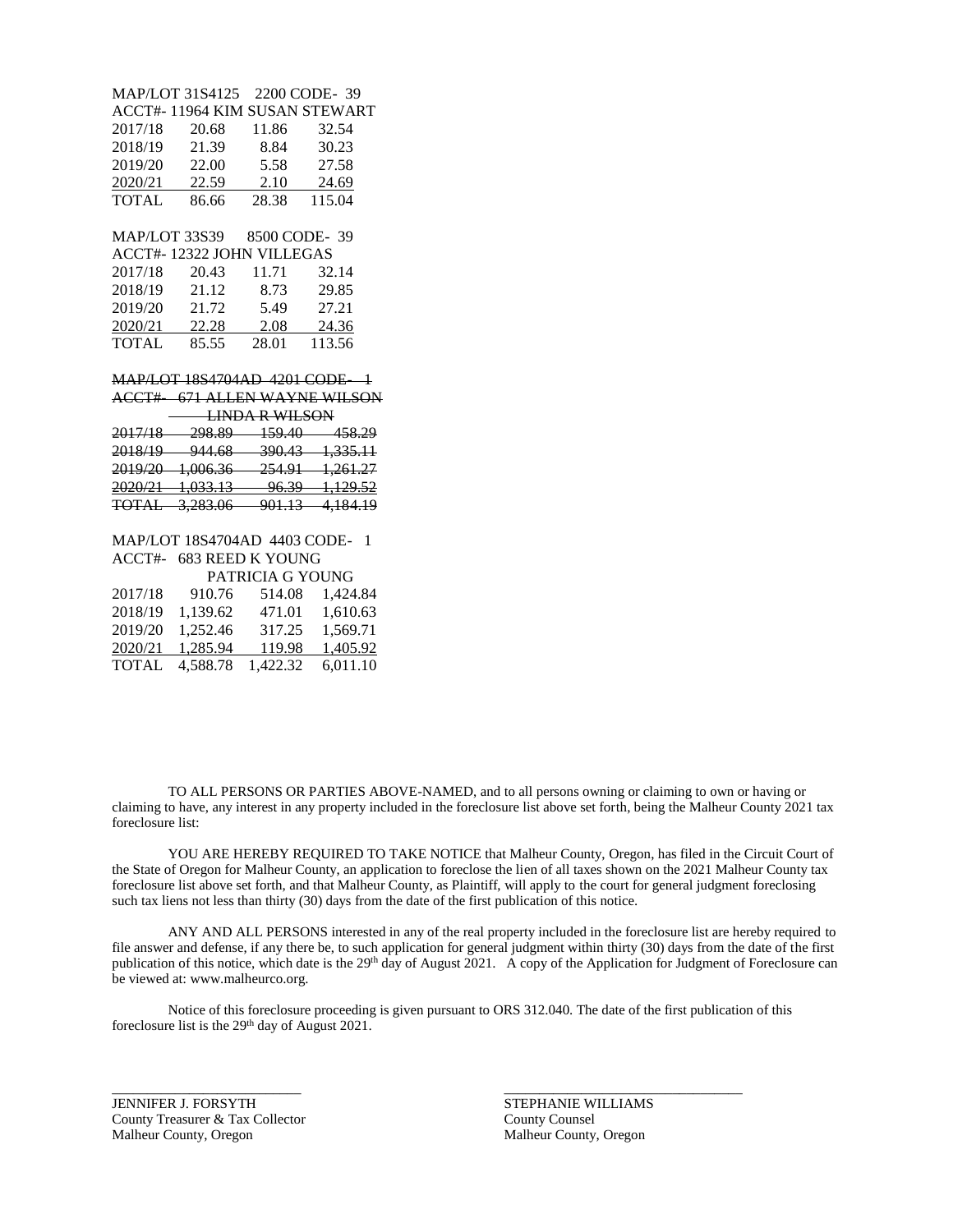MAP/LOT 31S4125 2200 CODE- 39
ACCT#- 11964 KIM SUSAN STEWART

| | | | |
|---|---|---|---|
| 2017/18 | 20.68 | 11.86 | 32.54 |
| 2018/19 | 21.39 | 8.84 | 30.23 |
| 2019/20 | 22.00 | 5.58 | 27.58 |
| 2020/21 | 22.59 | 2.10 | 24.69 |
| TOTAL | 86.66 | 28.38 | 115.04 |

MAP/LOT 33S39 8500 CODE- 39
ACCT#- 12322 JOHN VILLEGAS

| | | | |
|---|---|---|---|
| 2017/18 | 20.43 | 11.71 | 32.14 |
| 2018/19 | 21.12 | 8.73 | 29.85 |
| 2019/20 | 21.72 | 5.49 | 27.21 |
| 2020/21 | 22.28 | 2.08 | 24.36 |
| TOTAL | 85.55 | 28.01 | 113.56 |

~~MAP/LOT 18S4704AD 4201 CODE- 1~~
~~ACCT#- 671 ALLEN WAYNE WILSON~~
~~LINDA R WILSON~~

| | | | |
|---|---|---|---|
| ~~2017/18~~ | ~~298.89~~ | ~~159.40~~ | ~~458.29~~ |
| ~~2018/19~~ | ~~944.68~~ | ~~390.43~~ | ~~1,335.11~~ |
| ~~2019/20~~ | ~~1,006.36~~ | ~~254.91~~ | ~~1,261.27~~ |
| ~~2020/21~~ | ~~1,033.13~~ | ~~96.39~~ | ~~1,129.52~~ |
| ~~TOTAL~~ | ~~3,283.06~~ | ~~901.13~~ | ~~4,184.19~~ |

MAP/LOT 18S4704AD 4403 CODE- 1
ACCT#- 683 REED K YOUNG
PATRICIA G YOUNG

| | | | |
|---|---|---|---|
| 2017/18 | 910.76 | 514.08 | 1,424.84 |
| 2018/19 | 1,139.62 | 471.01 | 1,610.63 |
| 2019/20 | 1,252.46 | 317.25 | 1,569.71 |
| 2020/21 | 1,285.94 | 119.98 | 1,405.92 |
| TOTAL | 4,588.78 | 1,422.32 | 6,011.10 |

TO ALL PERSONS OR PARTIES ABOVE-NAMED, and to all persons owning or claiming to own or having or claiming to have, any interest in any property included in the foreclosure list above set forth, being the Malheur County 2021 tax foreclosure list:

YOU ARE HEREBY REQUIRED TO TAKE NOTICE that Malheur County, Oregon, has filed in the Circuit Court of the State of Oregon for Malheur County, an application to foreclose the lien of all taxes shown on the 2021 Malheur County tax foreclosure list above set forth, and that Malheur County, as Plaintiff, will apply to the court for general judgment foreclosing such tax liens not less than thirty (30) days from the date of the first publication of this notice.

ANY AND ALL PERSONS interested in any of the real property included in the foreclosure list are hereby required to file answer and defense, if any there be, to such application for general judgment within thirty (30) days from the date of the first publication of this notice, which date is the 29th day of August 2021. A copy of the Application for Judgment of Foreclosure can be viewed at: www.malheurco.org.

Notice of this foreclosure proceeding is given pursuant to ORS 312.040. The date of the first publication of this foreclosure list is the 29th day of August 2021.

JENNIFER J. FORSYTH
County Treasurer & Tax Collector
Malheur County, Oregon

STEPHANIE WILLIAMS
County Counsel
Malheur County, Oregon